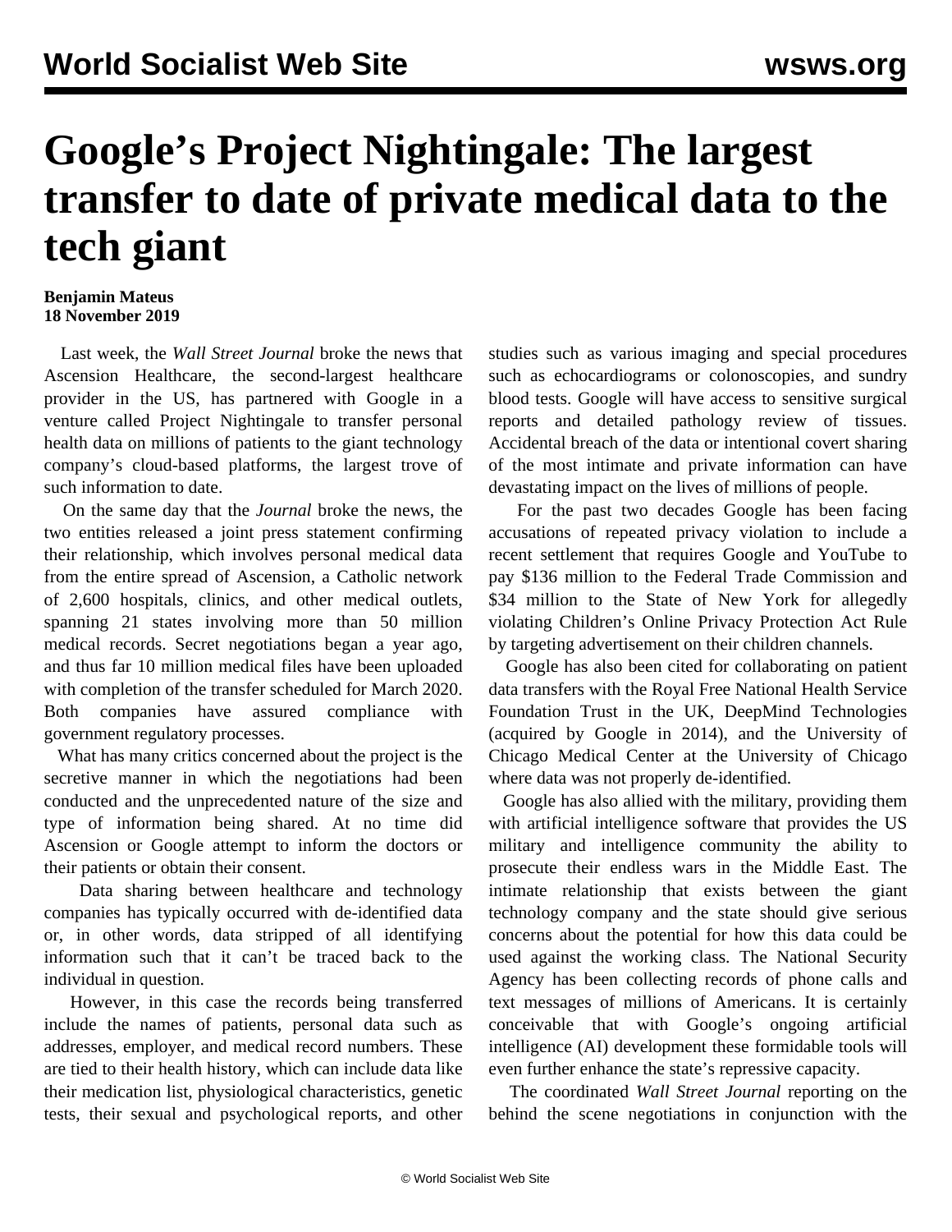# Google's Project Nightingale: The largest transfer to date of private medical data to the tech giant

**Benjamin Mateus**
**18 November 2019**

Last week, the *Wall Street Journal* broke the news that Ascension Healthcare, the second-largest healthcare provider in the US, has partnered with Google in a venture called Project Nightingale to transfer personal health data on millions of patients to the giant technology company's cloud-based platforms, the largest trove of such information to date.

On the same day that the *Journal* broke the news, the two entities released a joint press statement confirming their relationship, which involves personal medical data from the entire spread of Ascension, a Catholic network of 2,600 hospitals, clinics, and other medical outlets, spanning 21 states involving more than 50 million medical records. Secret negotiations began a year ago, and thus far 10 million medical files have been uploaded with completion of the transfer scheduled for March 2020. Both companies have assured compliance with government regulatory processes.

What has many critics concerned about the project is the secretive manner in which the negotiations had been conducted and the unprecedented nature of the size and type of information being shared. At no time did Ascension or Google attempt to inform the doctors or their patients or obtain their consent.

Data sharing between healthcare and technology companies has typically occurred with de-identified data or, in other words, data stripped of all identifying information such that it can't be traced back to the individual in question.

However, in this case the records being transferred include the names of patients, personal data such as addresses, employer, and medical record numbers. These are tied to their health history, which can include data like their medication list, physiological characteristics, genetic tests, their sexual and psychological reports, and other studies such as various imaging and special procedures such as echocardiograms or colonoscopies, and sundry blood tests. Google will have access to sensitive surgical reports and detailed pathology review of tissues. Accidental breach of the data or intentional covert sharing of the most intimate and private information can have devastating impact on the lives of millions of people.

For the past two decades Google has been facing accusations of repeated privacy violation to include a recent settlement that requires Google and YouTube to pay $136 million to the Federal Trade Commission and $34 million to the State of New York for allegedly violating Children's Online Privacy Protection Act Rule by targeting advertisement on their children channels.

Google has also been cited for collaborating on patient data transfers with the Royal Free National Health Service Foundation Trust in the UK, DeepMind Technologies (acquired by Google in 2014), and the University of Chicago Medical Center at the University of Chicago where data was not properly de-identified.

Google has also allied with the military, providing them with artificial intelligence software that provides the US military and intelligence community the ability to prosecute their endless wars in the Middle East. The intimate relationship that exists between the giant technology company and the state should give serious concerns about the potential for how this data could be used against the working class. The National Security Agency has been collecting records of phone calls and text messages of millions of Americans. It is certainly conceivable that with Google's ongoing artificial intelligence (AI) development these formidable tools will even further enhance the state's repressive capacity.

The coordinated *Wall Street Journal* reporting on the behind the scene negotiations in conjunction with the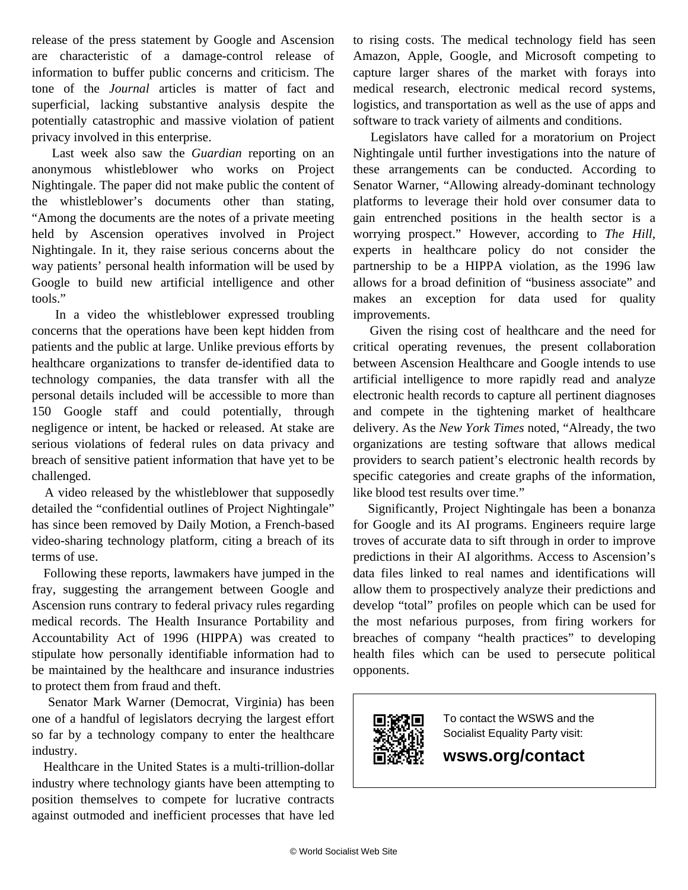release of the press statement by Google and Ascension are characteristic of a damage-control release of information to buffer public concerns and criticism. The tone of the *Journal* articles is matter of fact and superficial, lacking substantive analysis despite the potentially catastrophic and massive violation of patient privacy involved in this enterprise.

Last week also saw the *Guardian* reporting on an anonymous whistleblower who works on Project Nightingale. The paper did not make public the content of the whistleblower's documents other than stating, "Among the documents are the notes of a private meeting held by Ascension operatives involved in Project Nightingale. In it, they raise serious concerns about the way patients' personal health information will be used by Google to build new artificial intelligence and other tools."

In a video the whistleblower expressed troubling concerns that the operations have been kept hidden from patients and the public at large. Unlike previous efforts by healthcare organizations to transfer de-identified data to technology companies, the data transfer with all the personal details included will be accessible to more than 150 Google staff and could potentially, through negligence or intent, be hacked or released. At stake are serious violations of federal rules on data privacy and breach of sensitive patient information that have yet to be challenged.

A video released by the whistleblower that supposedly detailed the "confidential outlines of Project Nightingale" has since been removed by Daily Motion, a French-based video-sharing technology platform, citing a breach of its terms of use.

Following these reports, lawmakers have jumped in the fray, suggesting the arrangement between Google and Ascension runs contrary to federal privacy rules regarding medical records. The Health Insurance Portability and Accountability Act of 1996 (HIPPA) was created to stipulate how personally identifiable information had to be maintained by the healthcare and insurance industries to protect them from fraud and theft.

Senator Mark Warner (Democrat, Virginia) has been one of a handful of legislators decrying the largest effort so far by a technology company to enter the healthcare industry.

Healthcare in the United States is a multi-trillion-dollar industry where technology giants have been attempting to position themselves to compete for lucrative contracts against outmoded and inefficient processes that have led to rising costs. The medical technology field has seen Amazon, Apple, Google, and Microsoft competing to capture larger shares of the market with forays into medical research, electronic medical record systems, logistics, and transportation as well as the use of apps and software to track variety of ailments and conditions.

Legislators have called for a moratorium on Project Nightingale until further investigations into the nature of these arrangements can be conducted. According to Senator Warner, "Allowing already-dominant technology platforms to leverage their hold over consumer data to gain entrenched positions in the health sector is a worrying prospect." However, according to *The Hill*, experts in healthcare policy do not consider the partnership to be a HIPPA violation, as the 1996 law allows for a broad definition of "business associate" and makes an exception for data used for quality improvements.

Given the rising cost of healthcare and the need for critical operating revenues, the present collaboration between Ascension Healthcare and Google intends to use artificial intelligence to more rapidly read and analyze electronic health records to capture all pertinent diagnoses and compete in the tightening market of healthcare delivery. As the *New York Times* noted, "Already, the two organizations are testing software that allows medical providers to search patient's electronic health records by specific categories and create graphs of the information, like blood test results over time."

Significantly, Project Nightingale has been a bonanza for Google and its AI programs. Engineers require large troves of accurate data to sift through in order to improve predictions in their AI algorithms. Access to Ascension's data files linked to real names and identifications will allow them to prospectively analyze their predictions and develop "total" profiles on people which can be used for the most nefarious purposes, from firing workers for breaches of company "health practices" to developing health files which can be used to persecute political opponents.

To contact the WSWS and the Socialist Equality Party visit:

**wsws.org/contact**